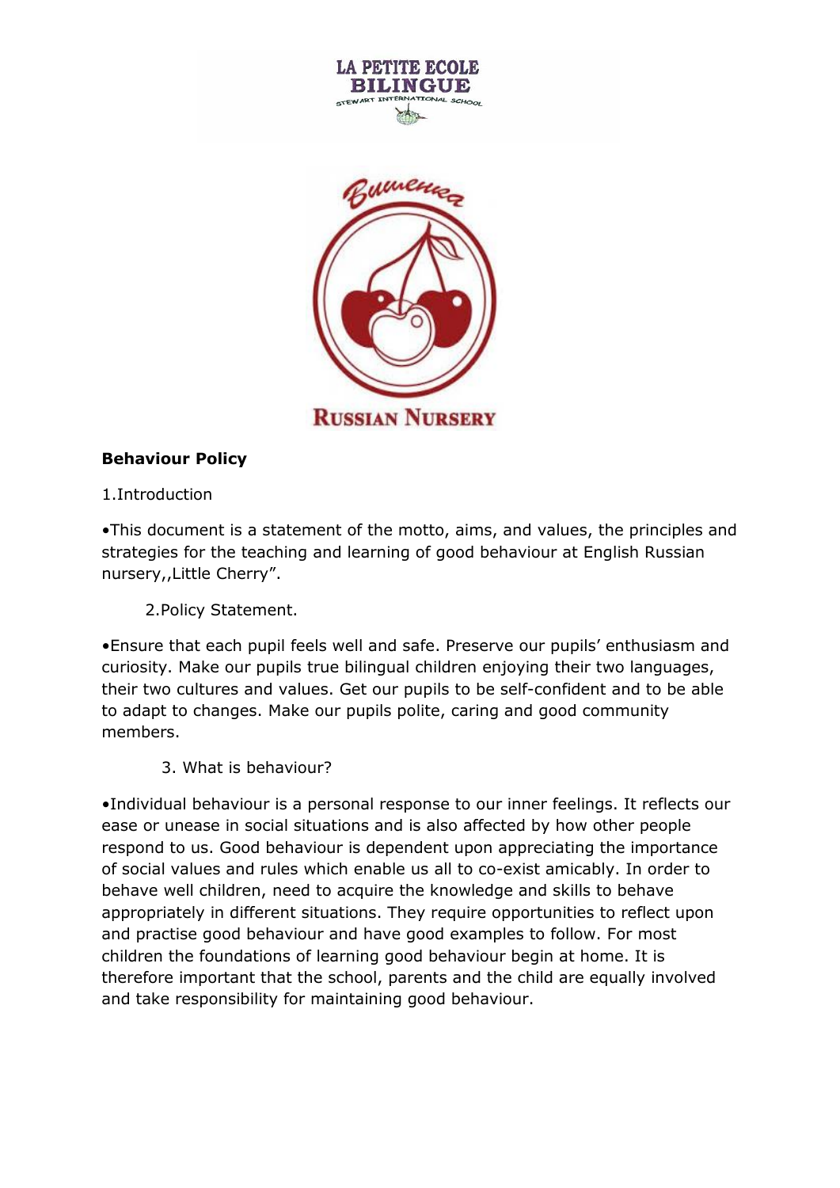**Behaviour Policy**

1.Introduction

•This document is a statement of the motto, aims, and values, the principles and strategies for the teaching and learning of good behaviour at English Russian nursery,,Little Cherry".

2.Policy Statement.

•Ensure that each pupil feels well and safe. Preserve our pupils' enthusiasm and curiosity. Make our pupils true bilingual children enjoying their two languages, their two cultures and values. Get our pupils to be self-confident and to be able to adapt to changes. Make our pupils polite, caring and good community members.

3. What is behaviour?

•Individual behaviour is a personal response to our inner feelings. It reflects our ease or unease in social situations and is also affected by how other people respond to us. Good behaviour is dependent upon appreciating the importance of social values and rules which enable us all to co-exist amicably. In order to behave well children, need to acquire the knowledge and skills to behave appropriately in different situations. They require opportunities to reflect upon and practise good behaviour and have good examples to follow. For most children the foundations of learning good behaviour begin at home. It is therefore important that the school, parents and the child are equally involved and take responsibility for maintaining good behaviour.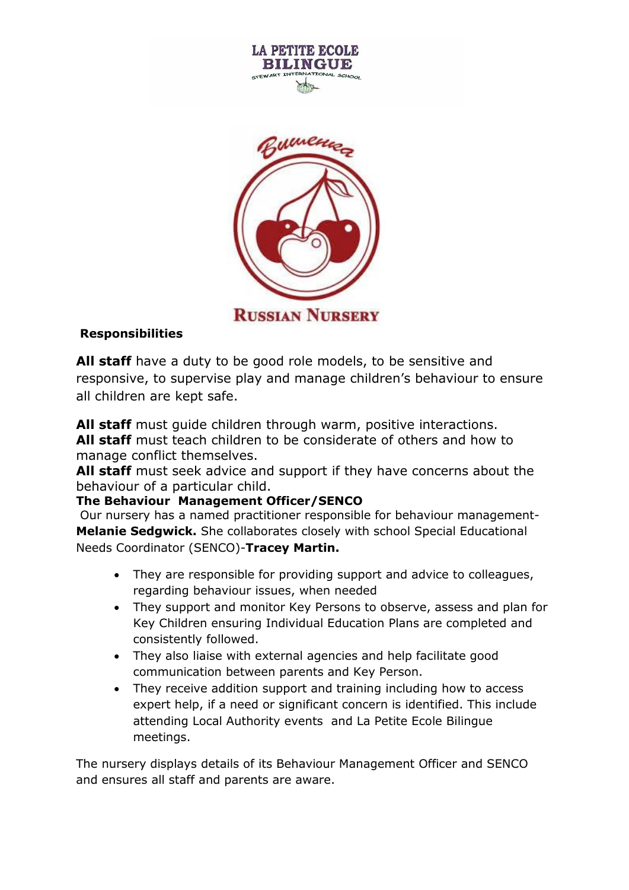**Responsibilities**

**All staff** have a duty to be good role models, to be sensitive and responsive, to supervise play and manage children's behaviour to ensure all children are kept safe.

**All staff** must guide children through warm, positive interactions.
**All staff** must teach children to be considerate of others and how to manage conflict themselves.
**All staff** must seek advice and support if they have concerns about the behaviour of a particular child.

**The Behaviour Management Officer/SENCO**

Our nursery has a named practitioner responsible for behaviour management- **Melanie Sedgwick.** She collaborates closely with school Special Educational Needs Coordinator (SENCO)-**Tracey Martin.**

- They are responsible for providing support and advice to colleagues, regarding behaviour issues, when needed
- They support and monitor Key Persons to observe, assess and plan for Key Children ensuring Individual Education Plans are completed and consistently followed.
- They also liaise with external agencies and help facilitate good communication between parents and Key Person.
- They receive addition support and training including how to access expert help, if a need or significant concern is identified. This include attending Local Authority events and La Petite Ecole Bilingue meetings.

The nursery displays details of its Behaviour Management Officer and SENCO and ensures all staff and parents are aware.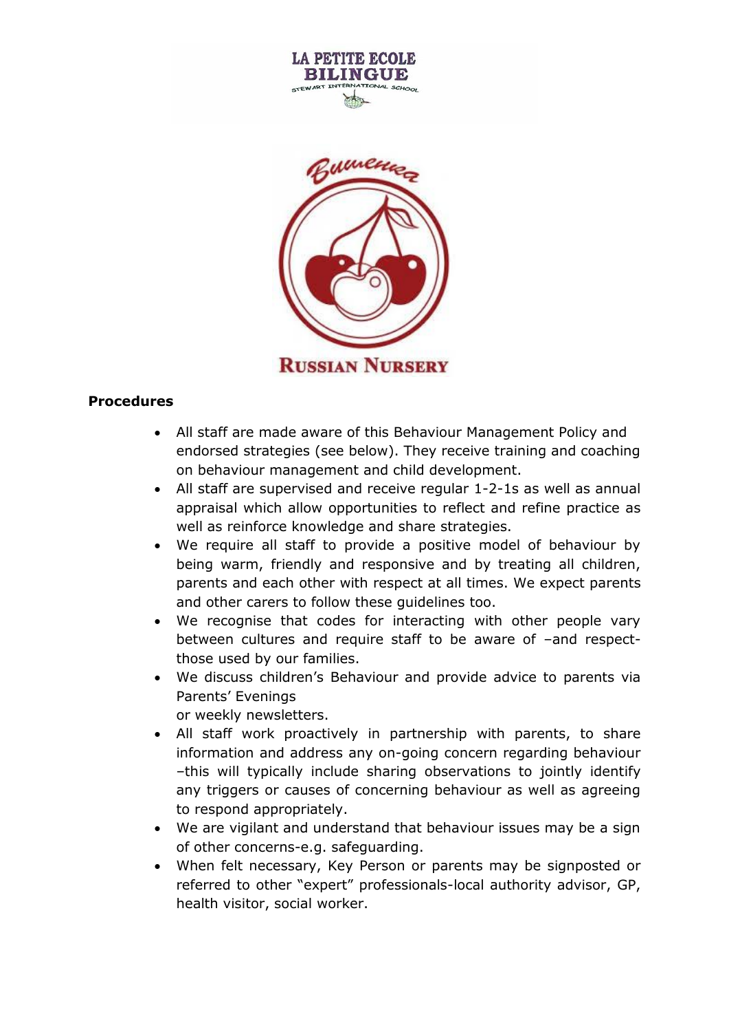## Procedures

- All staff are made aware of this Behaviour Management Policy and endorsed strategies (see below). They receive training and coaching on behaviour management and child development.
- All staff are supervised and receive regular 1-2-1s as well as annual appraisal which allow opportunities to reflect and refine practice as well as reinforce knowledge and share strategies.
- We require all staff to provide a positive model of behaviour by being warm, friendly and responsive and by treating all children, parents and each other with respect at all times. We expect parents and other carers to follow these guidelines too.
- We recognise that codes for interacting with other people vary between cultures and require staff to be aware of –and respect-those used by our families.
- We discuss children's Behaviour and provide advice to parents via Parents' Evenings
  or weekly newsletters.
- All staff work proactively in partnership with parents, to share information and address any on-going concern regarding behaviour –this will typically include sharing observations to jointly identify any triggers or causes of concerning behaviour as well as agreeing to respond appropriately.
- We are vigilant and understand that behaviour issues may be a sign of other concerns-e.g. safeguarding.
- When felt necessary, Key Person or parents may be signposted or referred to other "expert" professionals-local authority advisor, GP, health visitor, social worker.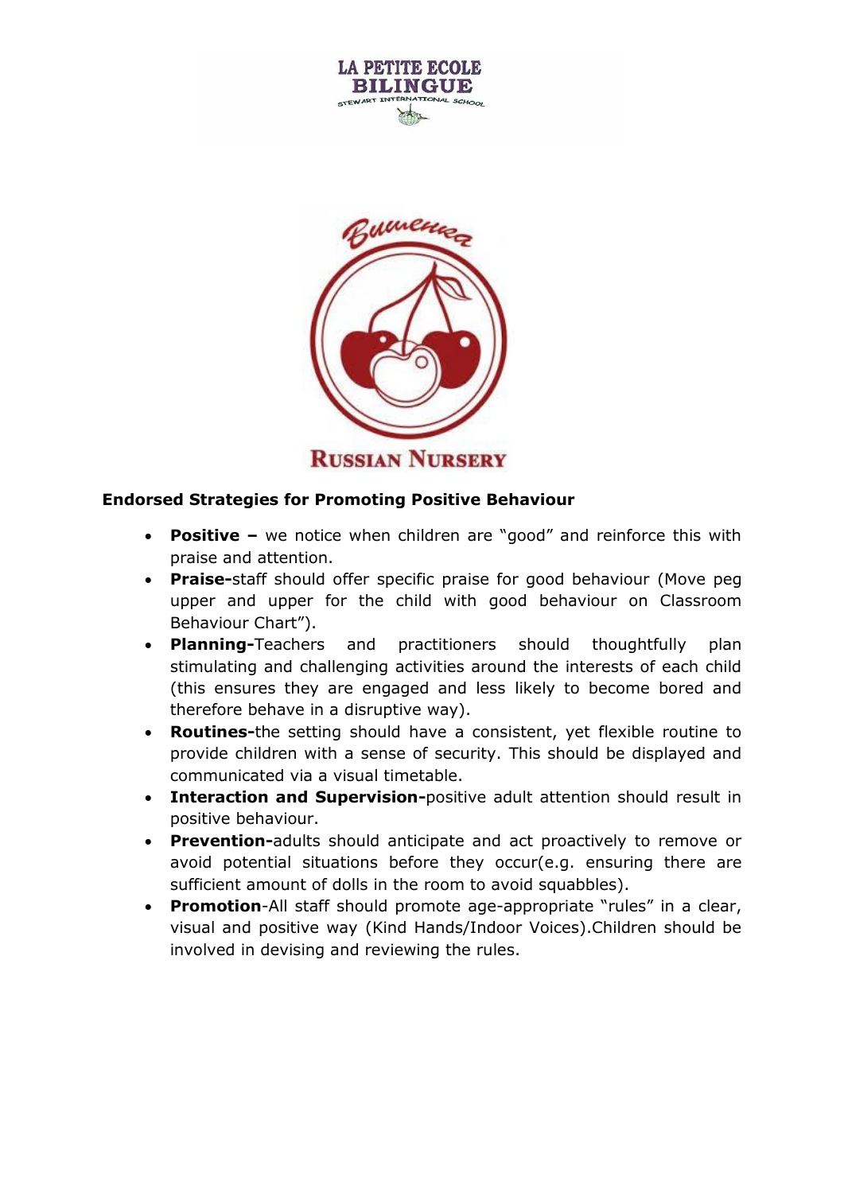LA PETITE ECOLE BILINGUE

STEWART INTERNATIONAL SCHOOL

Вишенка

RUSSIAN NURSERY

**Endorsed Strategies for Promoting Positive Behaviour**

- **Positive –** we notice when children are "good" and reinforce this with praise and attention.
- **Praise-**staff should offer specific praise for good behaviour (Move peg upper and upper for the child with good behaviour on Classroom Behaviour Chart").
- **Planning-**Teachers and practitioners should thoughtfully plan stimulating and challenging activities around the interests of each child (this ensures they are engaged and less likely to become bored and therefore behave in a disruptive way).
- **Routines-**the setting should have a consistent, yet flexible routine to provide children with a sense of security. This should be displayed and communicated via a visual timetable.
- **Interaction and Supervision-**positive adult attention should result in positive behaviour.
- **Prevention-**adults should anticipate and act proactively to remove or avoid potential situations before they occur(e.g. ensuring there are sufficient amount of dolls in the room to avoid squabbles).
- **Promotion**-All staff should promote age-appropriate "rules" in a clear, visual and positive way (Kind Hands/Indoor Voices).Children should be involved in devising and reviewing the rules.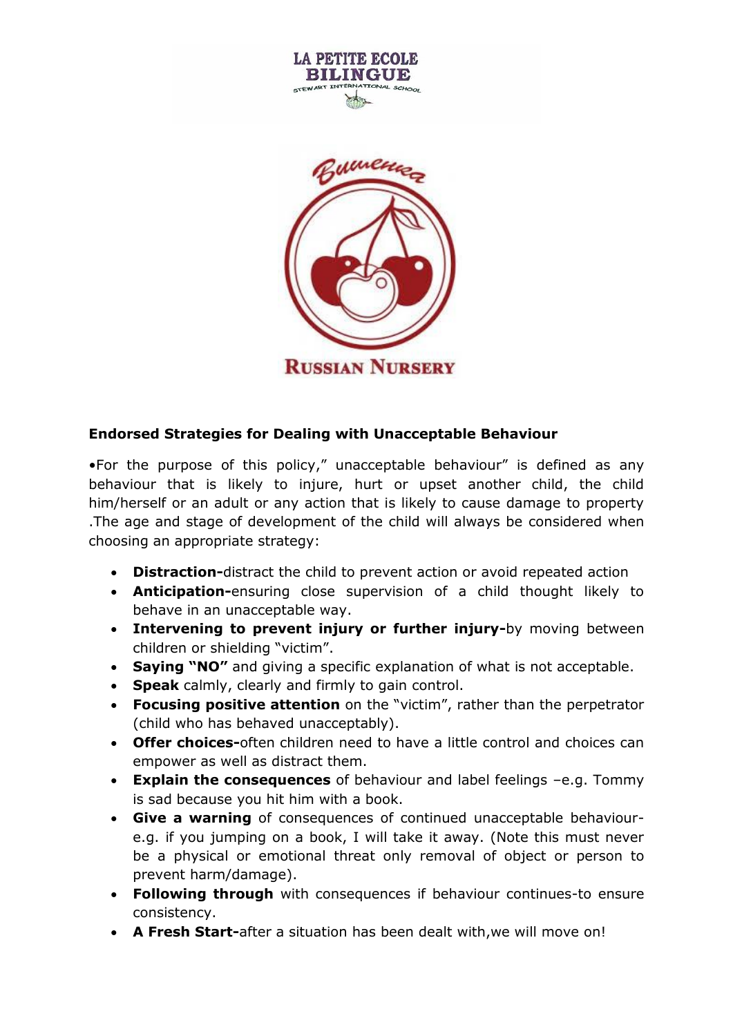LA PETITE ECOLE BILINGUE

STEWART INTERNATIONAL SCHOOL

Вишенка

RUSSIAN NURSERY

**Endorsed Strategies for Dealing with Unacceptable Behaviour**

•For the purpose of this policy," unacceptable behaviour" is defined as any behaviour that is likely to injure, hurt or upset another child, the child him/herself or an adult or any action that is likely to cause damage to property .The age and stage of development of the child will always be considered when choosing an appropriate strategy:

- **Distraction-**distract the child to prevent action or avoid repeated action
- **Anticipation-**ensuring close supervision of a child thought likely to behave in an unacceptable way.
- **Intervening to prevent injury or further injury-**by moving between children or shielding "victim".
- **Saying "NO"** and giving a specific explanation of what is not acceptable.
- **Speak** calmly, clearly and firmly to gain control.
- **Focusing positive attention** on the "victim", rather than the perpetrator (child who has behaved unacceptably).
- **Offer choices-**often children need to have a little control and choices can empower as well as distract them.
- **Explain the consequences** of behaviour and label feelings –e.g. Tommy is sad because you hit him with a book.
- **Give a warning** of consequences of continued unacceptable behaviour-e.g. if you jumping on a book, I will take it away. (Note this must never be a physical or emotional threat only removal of object or person to prevent harm/damage).
- **Following through** with consequences if behaviour continues-to ensure consistency.
- **A Fresh Start-**after a situation has been dealt with,we will move on!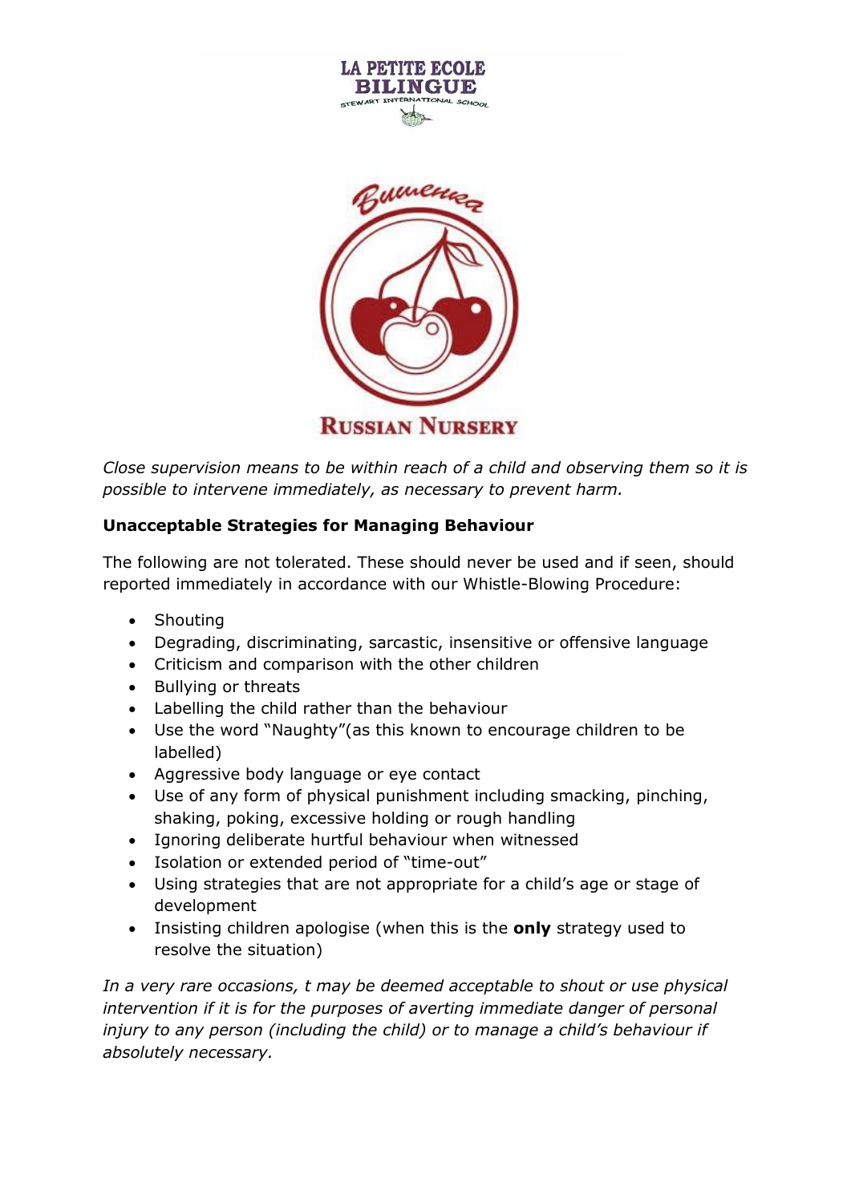LA PETITE ECOLE BILINGUE
STEWART INTERNATIONAL SCHOOL

Вишенка

RUSSIAN NURSERY

*Close supervision means to be within reach of a child and observing them so it is possible to intervene immediately, as necessary to prevent harm.*

**Unacceptable Strategies for Managing Behaviour**

The following are not tolerated. These should never be used and if seen, should reported immediately in accordance with our Whistle-Blowing Procedure:

- Shouting
- Degrading, discriminating, sarcastic, insensitive or offensive language
- Criticism and comparison with the other children
- Bullying or threats
- Labelling the child rather than the behaviour
- Use the word "Naughty"(as this known to encourage children to be labelled)
- Aggressive body language or eye contact
- Use of any form of physical punishment including smacking, pinching, shaking, poking, excessive holding or rough handling
- Ignoring deliberate hurtful behaviour when witnessed
- Isolation or extended period of "time-out"
- Using strategies that are not appropriate for a child's age or stage of development
- Insisting children apologise (when this is the **only** strategy used to resolve the situation)

*In a very rare occasions, t may be deemed acceptable to shout or use physical intervention if it is for the purposes of averting immediate danger of personal injury to any person (including the child) or to manage a child's behaviour if absolutely necessary.*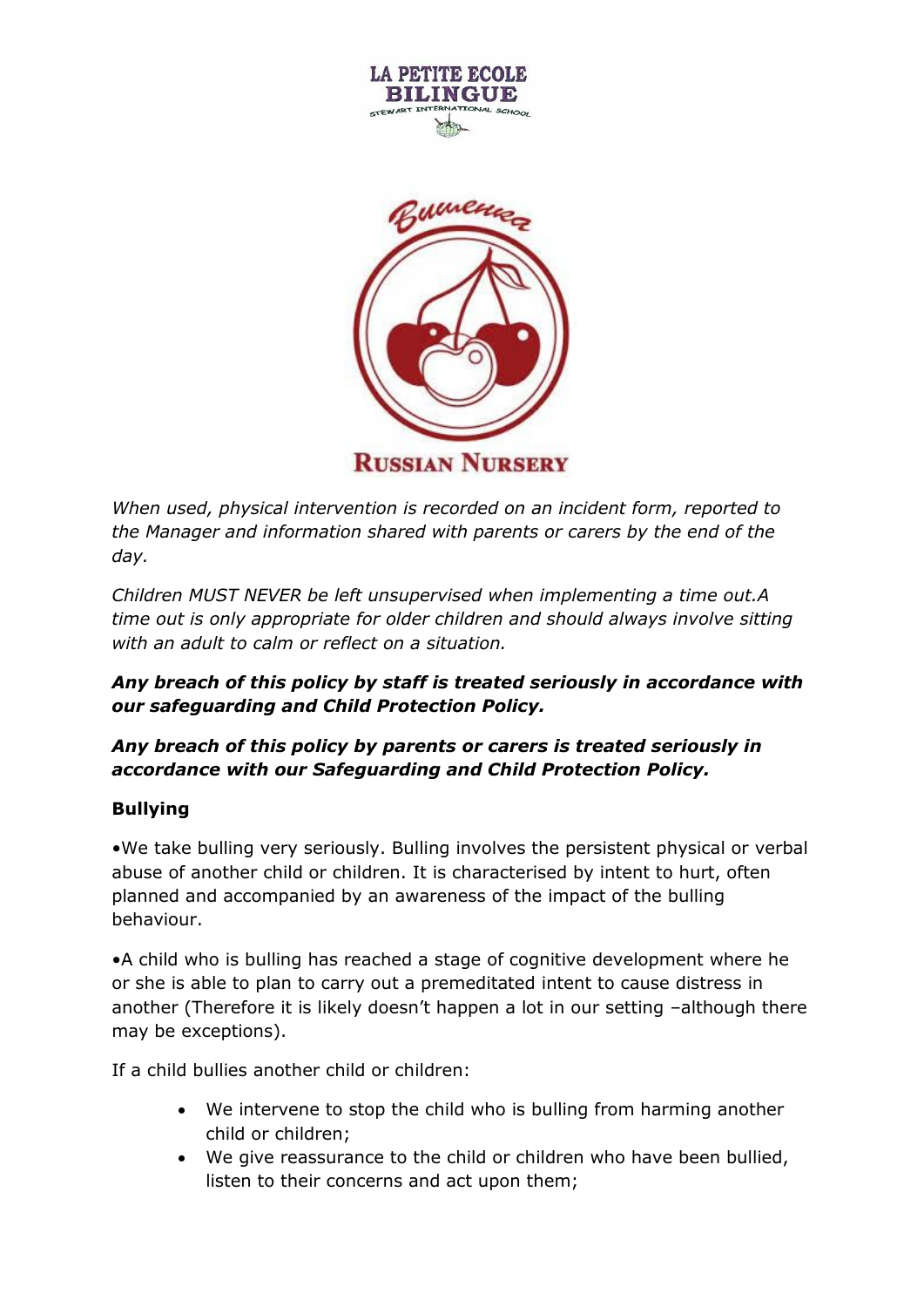*When used, physical intervention is recorded on an incident form, reported to the Manager and information shared with parents or carers by the end of the day.*

*Children MUST NEVER be left unsupervised when implementing a time out.A time out is only appropriate for older children and should always involve sitting with an adult to calm or reflect on a situation.*

***Any breach of this policy by staff is treated seriously in accordance with our safeguarding and Child Protection Policy.***

***Any breach of this policy by parents or carers is treated seriously in accordance with our Safeguarding and Child Protection Policy.***

**Bullying**

•We take bulling very seriously. Bulling involves the persistent physical or verbal abuse of another child or children. It is characterised by intent to hurt, often planned and accompanied by an awareness of the impact of the bulling behaviour.

•A child who is bulling has reached a stage of cognitive development where he or she is able to plan to carry out a premeditated intent to cause distress in another (Therefore it is likely doesn't happen a lot in our setting –although there may be exceptions).

If a child bullies another child or children:

- We intervene to stop the child who is bulling from harming another child or children;
- We give reassurance to the child or children who have been bullied, listen to their concerns and act upon them;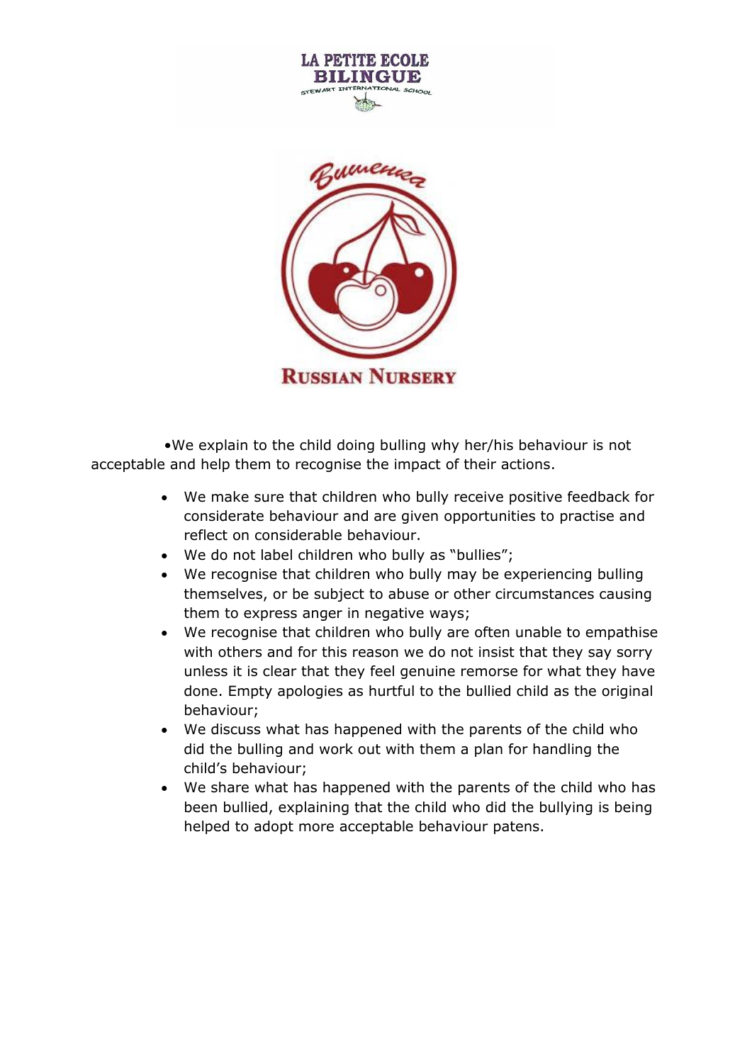•We explain to the child doing bulling why her/his behaviour is not acceptable and help them to recognise the impact of their actions.

- We make sure that children who bully receive positive feedback for considerate behaviour and are given opportunities to practise and reflect on considerable behaviour.
- We do not label children who bully as "bullies";
- We recognise that children who bully may be experiencing bulling themselves, or be subject to abuse or other circumstances causing them to express anger in negative ways;
- We recognise that children who bully are often unable to empathise with others and for this reason we do not insist that they say sorry unless it is clear that they feel genuine remorse for what they have done. Empty apologies as hurtful to the bullied child as the original behaviour;
- We discuss what has happened with the parents of the child who did the bulling and work out with them a plan for handling the child's behaviour;
- We share what has happened with the parents of the child who has been bullied, explaining that the child who did the bullying is being helped to adopt more acceptable behaviour patens.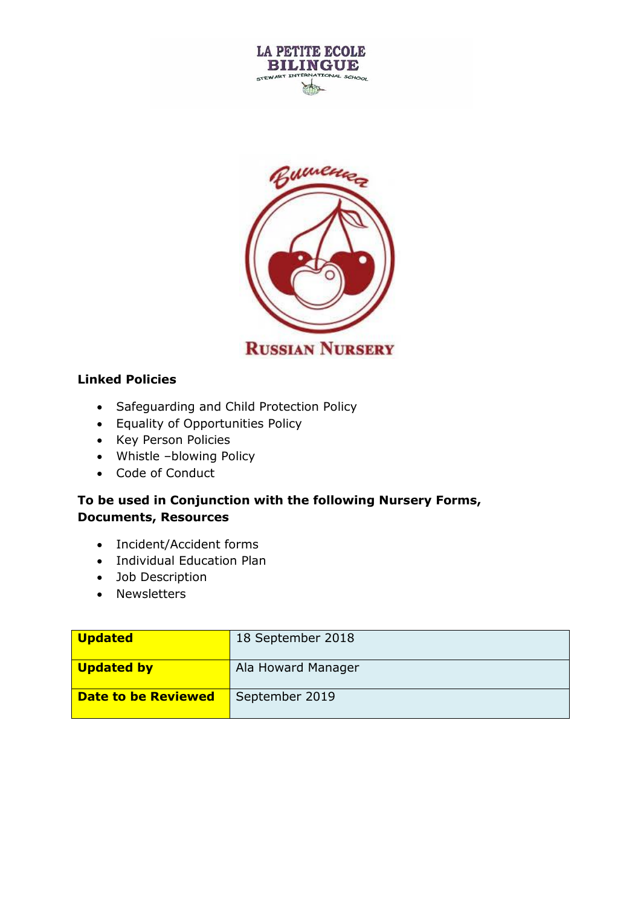LA PETITE ECOLE BILINGUE

STEWART INTERNATIONAL SCHOOL

Вишенка

RUSSIAN NURSERY

**Linked Policies**

- Safeguarding and Child Protection Policy
- Equality of Opportunities Policy
- Key Person Policies
- Whistle –blowing Policy
- Code of Conduct

**To be used in Conjunction with the following Nursery Forms, Documents, Resources**

- Incident/Accident forms
- Individual Education Plan
- Job Description
- Newsletters

| **Updated** | 18 September 2018 |
|---|---|
| **Updated by** | Ala Howard Manager |
| **Date to be Reviewed** | September 2019 |